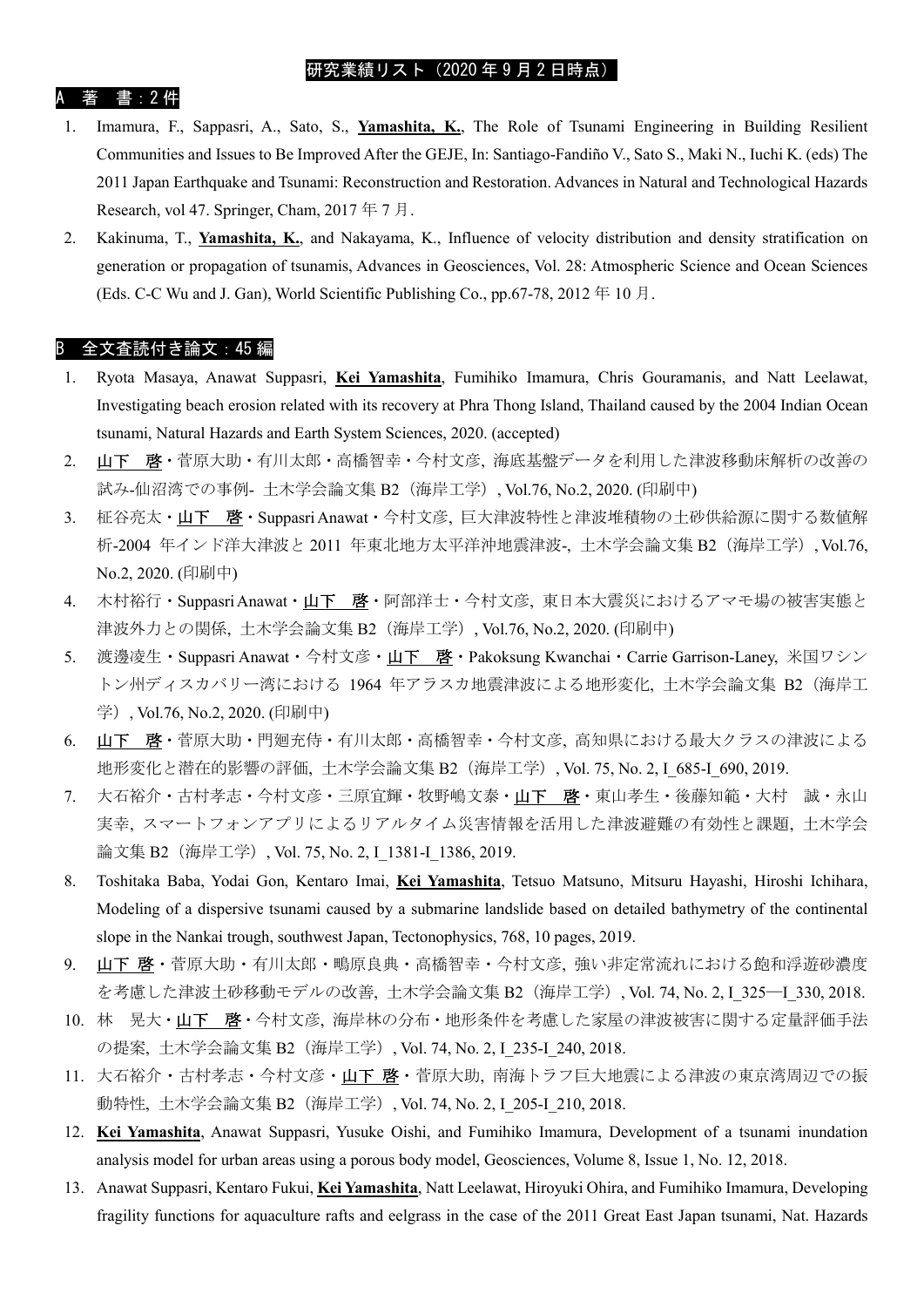# 研究業績リスト（2020 年 9 月 2 日時点）

## A　著　書：2 件

1. Imamura, F., Sappasri, A., Sato, S., **Yamashita, K.**, The Role of Tsunami Engineering in Building Resilient Communities and Issues to Be Improved After the GEJE, In: Santiago-Fandiño V., Sato S., Maki N., Iuchi K. (eds) The 2011 Japan Earthquake and Tsunami: Reconstruction and Restoration. Advances in Natural and Technological Hazards Research, vol 47. Springer, Cham, 2017 年 7 月.
2. Kakinuma, T., **Yamashita, K.**, and Nakayama, K., Influence of velocity distribution and density stratification on generation or propagation of tsunamis, Advances in Geosciences, Vol. 28: Atmospheric Science and Ocean Sciences (Eds. C-C Wu and J. Gan), World Scientific Publishing Co., pp.67-78, 2012 年 10 月.

## B　全文査読付き論文：45 編

1. Ryota Masaya, Anawat Suppasri, **Kei Yamashita**, Fumihiko Imamura, Chris Gouramanis, and Natt Leelawat, Investigating beach erosion related with its recovery at Phra Thong Island, Thailand caused by the 2004 Indian Ocean tsunami, Natural Hazards and Earth System Sciences, 2020. (accepted)
2. 山下　啓・菅原大助・有川太郎・高橋智幸・今村文彦, 海底基盤データを利用した津波移動床解析の改善の試み-仙沼湾での事例- 土木学会論文集 B2（海岸工学）, Vol.76, No.2, 2020. (印刷中)
3. 柾谷亮太・山下　啓・Suppasri Anawat・今村文彦, 巨大津波特性と津波堆積物の土砂供給源に関する数値解析-2004 年インド洋大津波と 2011 年東北地方太平洋沖地震津波-, 土木学会論文集 B2（海岸工学）, Vol.76, No.2, 2020. (印刷中)
4. 木村裕行・Suppasri Anawat・山下　啓・阿部洋士・今村文彦, 東日本大震災におけるアマモ場の被害実態と津波外力との関係, 土木学会論文集 B2（海岸工学）, Vol.76, No.2, 2020. (印刷中)
5. 渡邊凌生・Suppasri Anawat・今村文彦・山下　啓・Pakoksung Kwanchai・Carrie Garrison-Laney, 米国ワシントン州ディスカバリー湾における 1964 年アラスカ地震津波による地形変化, 土木学会論文集 B2（海岸工学）, Vol.76, No.2, 2020. (印刷中)
6. 山下　啓・菅原大助・門廻充侍・有川太郎・高橋智幸・今村文彦, 高知県における最大クラスの津波による地形変化と潜在的影響の評価, 土木学会論文集 B2（海岸工学）, Vol. 75, No. 2, I_685-I_690, 2019.
7. 大石裕介・古村孝志・今村文彦・三原宜輝・牧野嶋文泰・山下　啓・東山孝生・後藤知範・大村　誠・永山実幸, スマートフォンアプリによるリアルタイム災害情報を活用した津波避難の有効性と課題, 土木学会論文集 B2（海岸工学）, Vol. 75, No. 2, I_1381-I_1386, 2019.
8. Toshitaka Baba, Yodai Gon, Kentaro Imai, **Kei Yamashita**, Tetsuo Matsuno, Mitsuru Hayashi, Hiroshi Ichihara, Modeling of a dispersive tsunami caused by a submarine landslide based on detailed bathymetry of the continental slope in the Nankai trough, southwest Japan, Tectonophysics, 768, 10 pages, 2019.
9. 山下 啓・菅原大助・有川太郎・鴨原良典・高橋智幸・今村文彦, 強い非定常流れにおける飽和浮遊砂濃度を考慮した津波土砂移動モデルの改善, 土木学会論文集 B2（海岸工学）, Vol. 74, No. 2, I_325—I_330, 2018.
10. 林　晃大・山下　啓・今村文彦, 海岸林の分布・地形条件を考慮した家屋の津波被害に関する定量評価手法の提案, 土木学会論文集 B2（海岸工学）, Vol. 74, No. 2, I_235-I_240, 2018.
11. 大石裕介・古村孝志・今村文彦・山下 啓・菅原大助, 南海トラフ巨大地震による津波の東京湾周辺での振動特性, 土木学会論文集 B2（海岸工学）, Vol. 74, No. 2, I_205-I_210, 2018.
12. **Kei Yamashita**, Anawat Suppasri, Yusuke Oishi, and Fumihiko Imamura, Development of a tsunami inundation analysis model for urban areas using a porous body model, Geosciences, Volume 8, Issue 1, No. 12, 2018.
13. Anawat Suppasri, Kentaro Fukui, **Kei Yamashita**, Natt Leelawat, Hiroyuki Ohira, and Fumihiko Imamura, Developing fragility functions for aquaculture rafts and eelgrass in the case of the 2011 Great East Japan tsunami, Nat. Hazards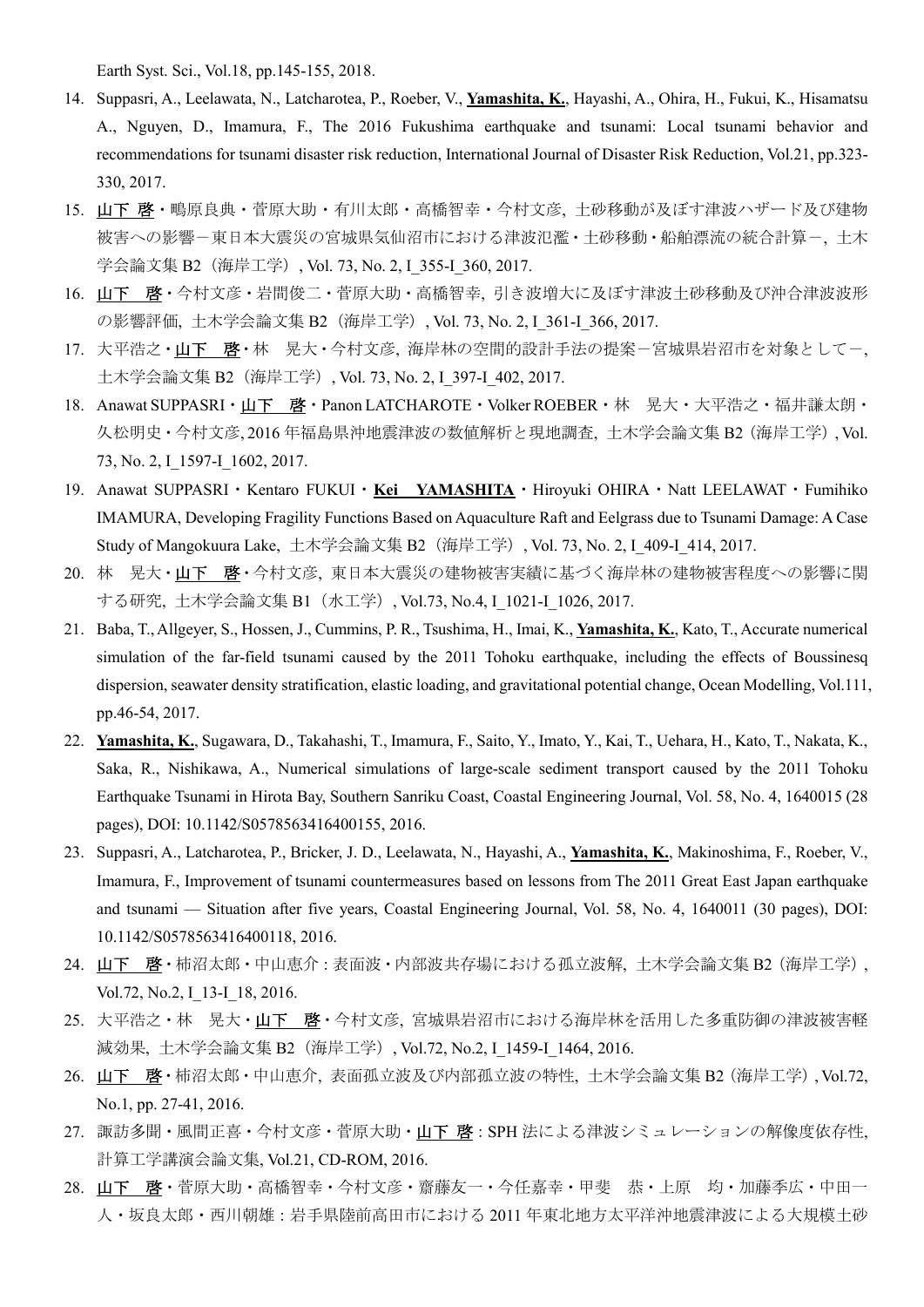Earth Syst. Sci., Vol.18, pp.145-155, 2018.

14. Suppasri, A., Leelawata, N., Latcharotea, P., Roeber, V., **Yamashita, K.**, Hayashi, A., Ohira, H., Fukui, K., Hisamatsu A., Nguyen, D., Imamura, F., The 2016 Fukushima earthquake and tsunami: Local tsunami behavior and recommendations for tsunami disaster risk reduction, International Journal of Disaster Risk Reduction, Vol.21, pp.323-330, 2017.
15. 山下 啓・鴫原良典・菅原大助・有川太郎・高橋智幸・今村文彦, 土砂移動が及ぼす津波ハザード及び建物被害への影響－東日本大震災の宮城県気仙沼市における津波氾濫・土砂移動・船舶漂流の統合計算－, 土木学会論文集 B2（海岸工学）, Vol. 73, No. 2, I_355-I_360, 2017.
16. 山下　啓・今村文彦・岩間俊二・菅原大助・高橋智幸, 引き波増大に及ぼす津波土砂移動及び沖合津波波形の影響評価, 土木学会論文集 B2（海岸工学）, Vol. 73, No. 2, I_361-I_366, 2017.
17. 大平浩之・山下　啓・林　晃大・今村文彦, 海岸林の空間的設計手法の提案－宮城県岩沼市を対象として－, 土木学会論文集 B2（海岸工学）, Vol. 73, No. 2, I_397-I_402, 2017.
18. Anawat SUPPASRI・山下　啓・Panon LATCHAROTE・Volker ROEBER・林　晃大・大平浩之・福井謙太朗・久松明史・今村文彦, 2016 年福島県沖地震津波の数値解析と現地調査, 土木学会論文集 B2（海岸工学）, Vol. 73, No. 2, I_1597-I_1602, 2017.
19. Anawat SUPPASRI・Kentaro FUKUI・**Kei　YAMASHITA**・Hiroyuki OHIRA・Natt LEELAWAT・Fumihiko IMAMURA, Developing Fragility Functions Based on Aquaculture Raft and Eelgrass due to Tsunami Damage: A Case Study of Mangokuura Lake, 土木学会論文集 B2（海岸工学）, Vol. 73, No. 2, I_409-I_414, 2017.
20. 林　晃大・山下　啓・今村文彦, 東日本大震災の建物被害実績に基づく海岸林の建物被害程度への影響に関する研究, 土木学会論文集 B1（水工学）, Vol.73, No.4, I_1021-I_1026, 2017.
21. Baba, T., Allgeyer, S., Hossen, J., Cummins, P. R., Tsushima, H., Imai, K., **Yamashita, K.**, Kato, T., Accurate numerical simulation of the far-field tsunami caused by the 2011 Tohoku earthquake, including the effects of Boussinesq dispersion, seawater density stratification, elastic loading, and gravitational potential change, Ocean Modelling, Vol.111, pp.46-54, 2017.
22. **Yamashita, K.**, Sugawara, D., Takahashi, T., Imamura, F., Saito, Y., Imato, Y., Kai, T., Uehara, H., Kato, T., Nakata, K., Saka, R., Nishikawa, A., Numerical simulations of large-scale sediment transport caused by the 2011 Tohoku Earthquake Tsunami in Hirota Bay, Southern Sanriku Coast, Coastal Engineering Journal, Vol. 58, No. 4, 1640015 (28 pages), DOI: 10.1142/S0578563416400155, 2016.
23. Suppasri, A., Latcharotea, P., Bricker, J. D., Leelawata, N., Hayashi, A., **Yamashita, K.**, Makinoshima, F., Roeber, V., Imamura, F., Improvement of tsunami countermeasures based on lessons from The 2011 Great East Japan earthquake and tsunami — Situation after five years, Coastal Engineering Journal, Vol. 58, No. 4, 1640011 (30 pages), DOI: 10.1142/S0578563416400118, 2016.
24. 山下　啓・柿沼太郎・中山恵介 : 表面波・内部波共存場における孤立波解, 土木学会論文集 B2（海岸工学）, Vol.72, No.2, I_13-I_18, 2016.
25. 大平浩之・林　晃大・山下　啓・今村文彦, 宮城県岩沼市における海岸林を活用した多重防御の津波被害軽減効果, 土木学会論文集 B2（海岸工学）, Vol.72, No.2, I_1459-I_1464, 2016.
26. 山下　啓・柿沼太郎・中山恵介, 表面孤立波及び内部孤立波の特性, 土木学会論文集 B2（海岸工学）, Vol.72, No.1, pp. 27-41, 2016.
27. 諏訪多聞・風間正喜・今村文彦・菅原大助・山下 啓 : SPH 法による津波シミュレーションの解像度依存性, 計算工学講演会論文集, Vol.21, CD-ROM, 2016.
28. 山下　啓・菅原大助・高橋智幸・今村文彦・齋藤友一・今任嘉幸・甲斐　恭・上原　均・加藤季広・中田一人・坂良太郎・西川朝雄：岩手県陸前高田市における 2011 年東北地方太平洋沖地震津波による大規模土砂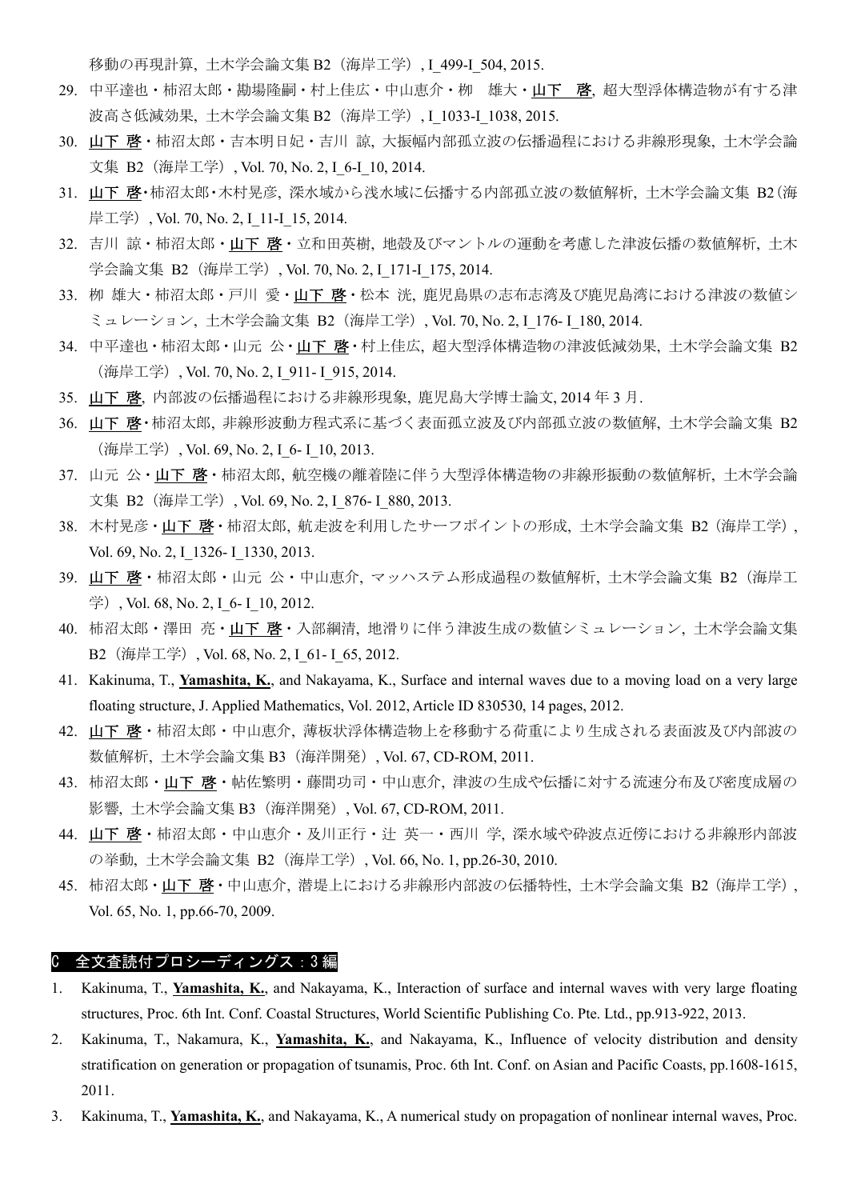移動の再現計算, 土木学会論文集 B2（海岸工学）, I_499-I_504, 2015.

29. 中平達也・柿沼太郎・勘場隆嗣・村上佳広・中山恵介・柳　雄大・山下　啓, 超大型浮体構造物が有する津波高さ低減効果, 土木学会論文集 B2（海岸工学）, I_1033-I_1038, 2015.
30. 山下 啓・柿沼太郎・吉本明日妃・吉川 諒, 大振幅内部孤立波の伝播過程における非線形現象, 土木学会論文集 B2（海岸工学）, Vol. 70, No. 2, I_6-I_10, 2014.
31. 山下 啓・柿沼太郎・木村晃彦, 深水域から浅水域に伝播する内部孤立波の数値解析, 土木学会論文集 B2（海岸工学）, Vol. 70, No. 2, I_11-I_15, 2014.
32. 吉川 諒・柿沼太郎・山下 啓・立和田英樹, 地殻及びマントルの運動を考慮した津波伝播の数値解析, 土木学会論文集 B2（海岸工学）, Vol. 70, No. 2, I_171-I_175, 2014.
33. 柳 雄大・柿沼太郎・戸川 愛・山下 啓・松本 洸, 鹿児島県の志布志湾及び鹿児島湾における津波の数値シミュレーション, 土木学会論文集 B2（海岸工学）, Vol. 70, No. 2, I_176- I_180, 2014.
34. 中平達也・柿沼太郎・山元 公・山下 啓・村上佳広, 超大型浮体構造物の津波低減効果, 土木学会論文集 B2（海岸工学）, Vol. 70, No. 2, I_911- I_915, 2014.
35. 山下 啓, 内部波の伝播過程における非線形現象, 鹿児島大学博士論文, 2014 年 3 月.
36. 山下 啓・柿沼太郎, 非線形波動方程式系に基づく表面孤立波及び内部孤立波の数値解, 土木学会論文集 B2（海岸工学）, Vol. 69, No. 2, I_6- I_10, 2013.
37. 山元 公・山下 啓・柿沼太郎, 航空機の離着陸に伴う大型浮体構造物の非線形振動の数値解析, 土木学会論文集 B2（海岸工学）, Vol. 69, No. 2, I_876- I_880, 2013.
38. 木村晃彦・山下 啓・柿沼太郎, 航走波を利用したサーフポイントの形成, 土木学会論文集 B2（海岸工学）, Vol. 69, No. 2, I_1326- I_1330, 2013.
39. 山下 啓・柿沼太郎・山元 公・中山恵介, マッハステム形成過程の数値解析, 土木学会論文集 B2（海岸工学）, Vol. 68, No. 2, I_6- I_10, 2012.
40. 柿沼太郎・澤田 亮・山下 啓・入部綱清, 地滑りに伴う津波生成の数値シミュレーション, 土木学会論文集 B2（海岸工学）, Vol. 68, No. 2, I_61- I_65, 2012.
41. Kakinuma, T., **Yamashita, K.**, and Nakayama, K., Surface and internal waves due to a moving load on a very large floating structure, J. Applied Mathematics, Vol. 2012, Article ID 830530, 14 pages, 2012.
42. 山下 啓・柿沼太郎・中山恵介, 薄板状浮体構造物上を移動する荷重により生成される表面波及び内部波の数値解析, 土木学会論文集 B3（海洋開発）, Vol. 67, CD-ROM, 2011.
43. 柿沼太郎・山下 啓・帖佐繁明・藤間功司・中山恵介, 津波の生成や伝播に対する流速分布及び密度成層の影響, 土木学会論文集 B3（海洋開発）, Vol. 67, CD-ROM, 2011.
44. 山下 啓・柿沼太郎・中山恵介・及川正行・辻 英一・西川 学, 深水域や砕波点近傍における非線形内部波の挙動, 土木学会論文集 B2（海岸工学）, Vol. 66, No. 1, pp.26-30, 2010.
45. 柿沼太郎・山下 啓・中山恵介, 潜堤上における非線形内部波の伝播特性, 土木学会論文集 B2（海岸工学）, Vol. 65, No. 1, pp.66-70, 2009.

## C　全文査読付プロシーディングス：3 編

1. Kakinuma, T., **Yamashita, K.**, and Nakayama, K., Interaction of surface and internal waves with very large floating structures, Proc. 6th Int. Conf. Coastal Structures, World Scientific Publishing Co. Pte. Ltd., pp.913-922, 2013.
2. Kakinuma, T., Nakamura, K., **Yamashita, K.**, and Nakayama, K., Influence of velocity distribution and density stratification on generation or propagation of tsunamis, Proc. 6th Int. Conf. on Asian and Pacific Coasts, pp.1608-1615, 2011.
3. Kakinuma, T., **Yamashita, K.**, and Nakayama, K., A numerical study on propagation of nonlinear internal waves, Proc.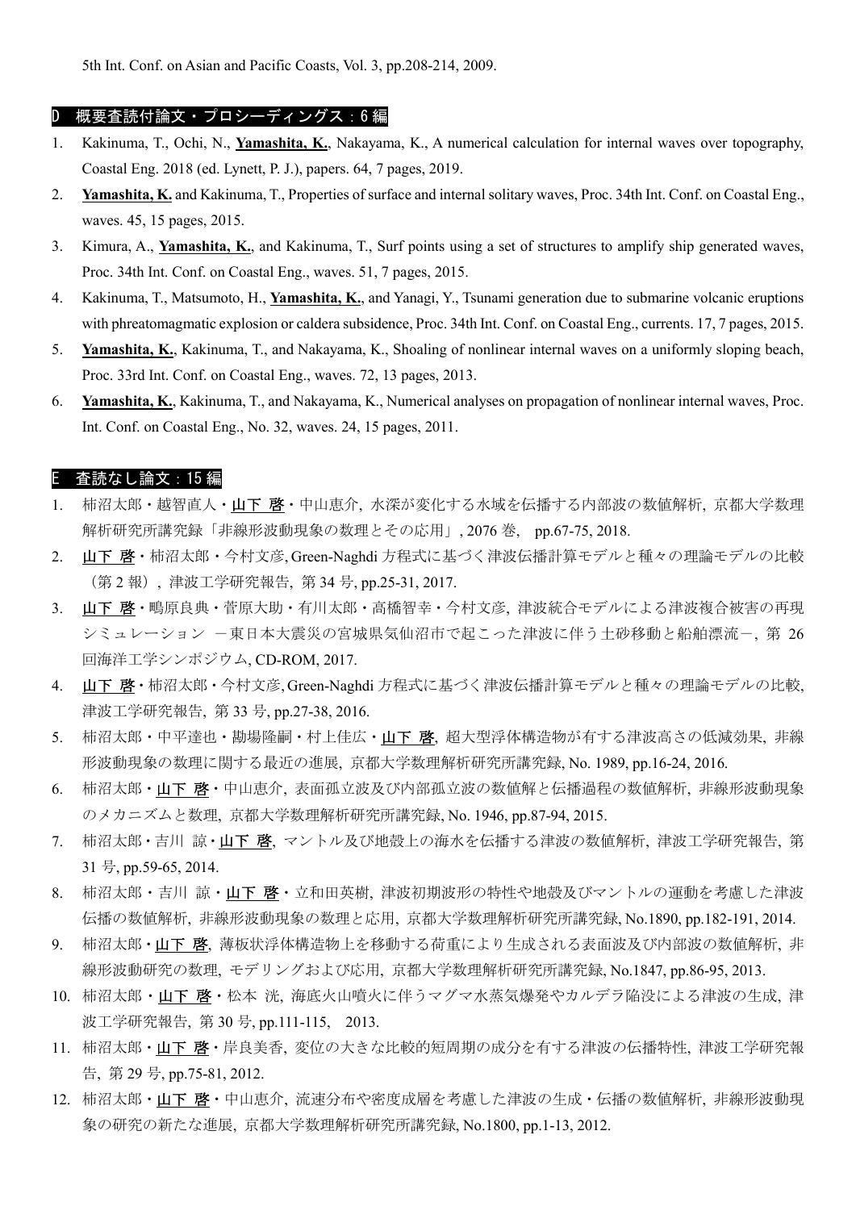5th Int. Conf. on Asian and Pacific Coasts, Vol. 3, pp.208-214, 2009.

## D　概要査読付論文・プロシーディングス：6 編

1. Kakinuma, T., Ochi, N., **Yamashita, K.**, Nakayama, K., A numerical calculation for internal waves over topography, Coastal Eng. 2018 (ed. Lynett, P. J.), papers. 64, 7 pages, 2019.
2. **Yamashita, K.** and Kakinuma, T., Properties of surface and internal solitary waves, Proc. 34th Int. Conf. on Coastal Eng., waves. 45, 15 pages, 2015.
3. Kimura, A., **Yamashita, K.**, and Kakinuma, T., Surf points using a set of structures to amplify ship generated waves, Proc. 34th Int. Conf. on Coastal Eng., waves. 51, 7 pages, 2015.
4. Kakinuma, T., Matsumoto, H., **Yamashita, K.**, and Yanagi, Y., Tsunami generation due to submarine volcanic eruptions with phreatomagmatic explosion or caldera subsidence, Proc. 34th Int. Conf. on Coastal Eng., currents. 17, 7 pages, 2015.
5. **Yamashita, K.**, Kakinuma, T., and Nakayama, K., Shoaling of nonlinear internal waves on a uniformly sloping beach, Proc. 33rd Int. Conf. on Coastal Eng., waves. 72, 13 pages, 2013.
6. **Yamashita, K.**, Kakinuma, T., and Nakayama, K., Numerical analyses on propagation of nonlinear internal waves, Proc. Int. Conf. on Coastal Eng., No. 32, waves. 24, 15 pages, 2011.

## E　査読なし論文：15 編

1. 柿沼太郎・越智直人・<u>山下 啓</u>・中山恵介, 水深が変化する水域を伝播する内部波の数値解析, 京都大学数理解析研究所講究録「非線形波動現象の数理とその応用」, 2076 巻,　pp.67-75, 2018.
2. <u>山下 啓</u>・柿沼太郎・今村文彦, Green-Naghdi 方程式に基づく津波伝播計算モデルと種々の理論モデルの比較（第 2 報）, 津波工学研究報告, 第 34 号, pp.25-31, 2017.
3. <u>山下 啓</u>・鴨原良典・菅原大助・有川太郎・高橋智幸・今村文彦, 津波統合モデルによる津波複合被害の再現シミュレーション －東日本大震災の宮城県気仙沼市で起こった津波に伴う土砂移動と船舶漂流－, 第 26 回海洋工学シンポジウム, CD-ROM, 2017.
4. <u>山下 啓</u>・柿沼太郎・今村文彦, Green-Naghdi 方程式に基づく津波伝播計算モデルと種々の理論モデルの比較, 津波工学研究報告, 第 33 号, pp.27-38, 2016.
5. 柿沼太郎・中平達也・勘場隆嗣・村上佳広・<u>山下 啓</u>, 超大型浮体構造物が有する津波高さの低減効果, 非線形波動現象の数理に関する最近の進展, 京都大学数理解析研究所講究録, No. 1989, pp.16-24, 2016.
6. 柿沼太郎・<u>山下 啓</u>・中山恵介, 表面孤立波及び内部孤立波の数値解と伝播過程の数値解析, 非線形波動現象のメカニズムと数理, 京都大学数理解析研究所講究録, No. 1946, pp.87-94, 2015.
7. 柿沼太郎・吉川 諒・<u>山下 啓</u>, マントル及び地殻上の海水を伝播する津波の数値解析, 津波工学研究報告, 第 31 号, pp.59-65, 2014.
8. 柿沼太郎・吉川 諒・<u>山下 啓</u>・立和田英樹, 津波初期波形の特性や地殻及びマントルの運動を考慮した津波伝播の数値解析, 非線形波動現象の数理と応用, 京都大学数理解析研究所講究録, No.1890, pp.182-191, 2014.
9. 柿沼太郎・<u>山下 啓</u>, 薄板状浮体構造物上を移動する荷重により生成される表面波及び内部波の数値解析, 非線形波動研究の数理, モデリングおよび応用, 京都大学数理解析研究所講究録, No.1847, pp.86-95, 2013.
10. 柿沼太郎・<u>山下 啓</u>・松本 洸, 海底火山噴火に伴うマグマ水蒸気爆発やカルデラ陥没による津波の生成, 津波工学研究報告, 第 30 号, pp.111-115,　2013.
11. 柿沼太郎・<u>山下 啓</u>・岸良美香, 変位の大きな比較的短周期の成分を有する津波の伝播特性, 津波工学研究報告, 第 29 号, pp.75-81, 2012.
12. 柿沼太郎・<u>山下 啓</u>・中山恵介, 流速分布や密度成層を考慮した津波の生成・伝播の数値解析, 非線形波動現象の研究の新たな進展, 京都大学数理解析研究所講究録, No.1800, pp.1-13, 2012.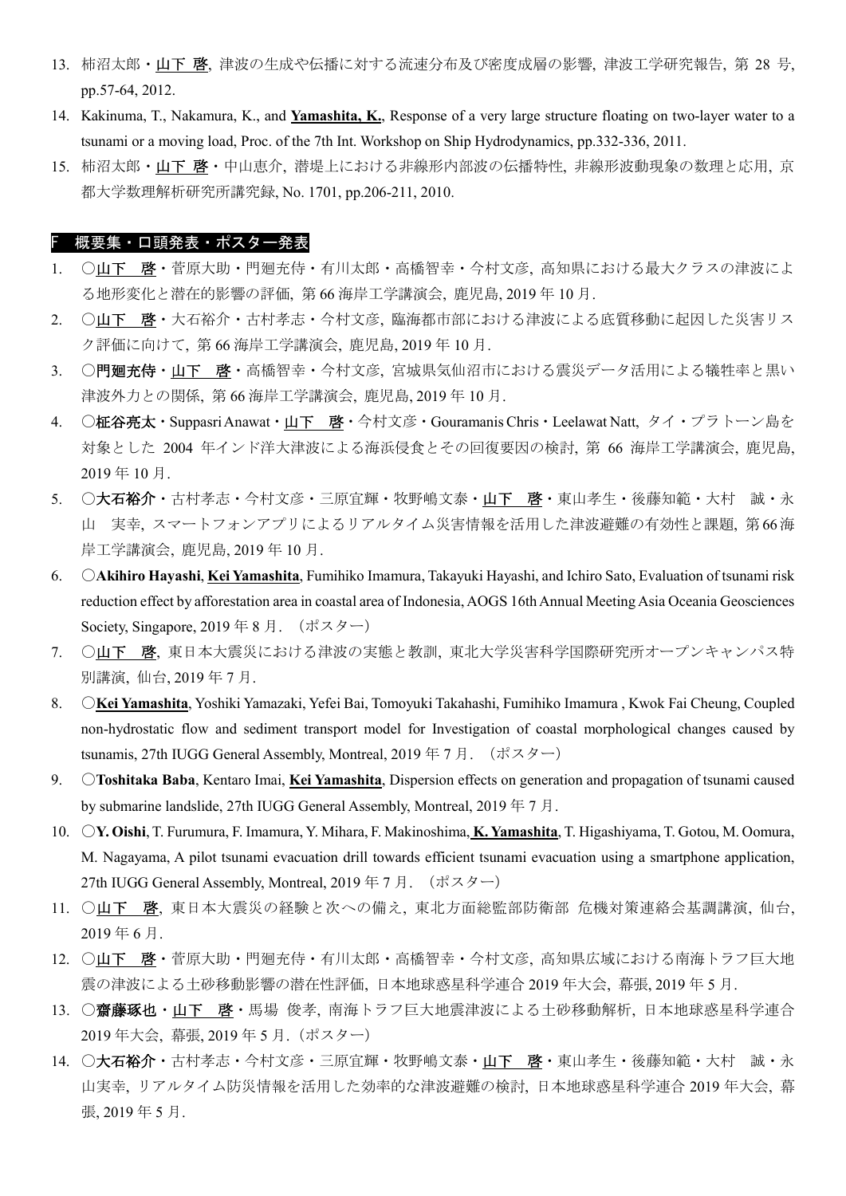13. 柿沼太郎・山下 啓, 津波の生成や伝播に対する流速分布及び密度成層の影響, 津波工学研究報告, 第 28 号, pp.57-64, 2012.
14. Kakinuma, T., Nakamura, K., and **Yamashita, K.**, Response of a very large structure floating on two-layer water to a tsunami or a moving load, Proc. of the 7th Int. Workshop on Ship Hydrodynamics, pp.332-336, 2011.
15. 柿沼太郎・山下 啓・中山恵介, 潜堤上における非線形内部波の伝播特性, 非線形波動現象の数理と応用, 京都大学数理解析研究所講究録, No. 1701, pp.206-211, 2010.

## F 概要集・口頭発表・ポスター発表

1. ○山下 啓・菅原大助・門廻充侍・有川太郎・高橋智幸・今村文彦, 高知県における最大クラスの津波による地形変化と潜在的影響の評価, 第 66 海岸工学講演会, 鹿児島, 2019 年 10 月.
2. ○山下 啓・大石裕介・古村孝志・今村文彦, 臨海都市部における津波による底質移動に起因した災害リスク評価に向けて, 第 66 海岸工学講演会, 鹿児島, 2019 年 10 月.
3. ○**門廻充侍**・山下 啓・高橋智幸・今村文彦, 宮城県気仙沼市における震災データ活用による犠牲率と黒い津波外力との関係, 第 66 海岸工学講演会, 鹿児島, 2019 年 10 月.
4. ○**柾谷亮太**・Suppasri Anawat・山下 啓・今村文彦・Gouramanis Chris・Leelawat Natt, タイ・プラトーン島を対象とした 2004 年インド洋大津波による海浜侵食とその回復要因の検討, 第 66 海岸工学講演会, 鹿児島, 2019 年 10 月.
5. ○**大石裕介**・古村孝志・今村文彦・三原宜輝・牧野嶋文泰・山下 啓・東山孝生・後藤知範・大村 誠・永山 実幸, スマートフォンアプリによるリアルタイム災害情報を活用した津波避難の有効性と課題, 第66海岸工学講演会, 鹿児島, 2019 年 10 月.
6. ○**Akihiro Hayashi**, **Kei Yamashita**, Fumihiko Imamura, Takayuki Hayashi, and Ichiro Sato, Evaluation of tsunami risk reduction effect by afforestation area in coastal area of Indonesia, AOGS 16th Annual Meeting Asia Oceania Geosciences Society, Singapore, 2019 年 8 月. （ポスター）
7. ○山下 啓, 東日本大震災における津波の実態と教訓, 東北大学災害科学国際研究所オープンキャンパス特別講演, 仙台, 2019 年 7 月.
8. ○**Kei Yamashita**, Yoshiki Yamazaki, Yefei Bai, Tomoyuki Takahashi, Fumihiko Imamura , Kwok Fai Cheung, Coupled non-hydrostatic flow and sediment transport model for Investigation of coastal morphological changes caused by tsunamis, 27th IUGG General Assembly, Montreal, 2019 年 7 月. （ポスター）
9. ○**Toshitaka Baba**, Kentaro Imai, **Kei Yamashita**, Dispersion effects on generation and propagation of tsunami caused by submarine landslide, 27th IUGG General Assembly, Montreal, 2019 年 7 月.
10. ○**Y. Oishi**, T. Furumura, F. Imamura, Y. Mihara, F. Makinoshima, **K. Yamashita**, T. Higashiyama, T. Gotou, M. Oomura, M. Nagayama, A pilot tsunami evacuation drill towards efficient tsunami evacuation using a smartphone application, 27th IUGG General Assembly, Montreal, 2019 年 7 月. （ポスター）
11. ○山下 啓, 東日本大震災の経験と次への備え, 東北方面総監部防衛部 危機対策連絡会基調講演, 仙台, 2019 年 6 月.
12. ○山下 啓・菅原大助・門廻充侍・有川太郎・高橋智幸・今村文彦, 高知県広域における南海トラフ巨大地震の津波による土砂移動影響の潜在性評価, 日本地球惑星科学連合 2019 年大会, 幕張, 2019 年 5 月.
13. ○**齋藤琢也**・山下 啓・馬場 俊孝, 南海トラフ巨大地震津波による土砂移動解析, 日本地球惑星科学連合 2019 年大会, 幕張, 2019 年 5 月. （ポスター）
14. ○**大石裕介**・古村孝志・今村文彦・三原宜輝・牧野嶋文泰・山下 啓・東山孝生・後藤知範・大村 誠・永山実幸, リアルタイム防災情報を活用した効率的な津波避難の検討, 日本地球惑星科学連合 2019 年大会, 幕張, 2019 年 5 月.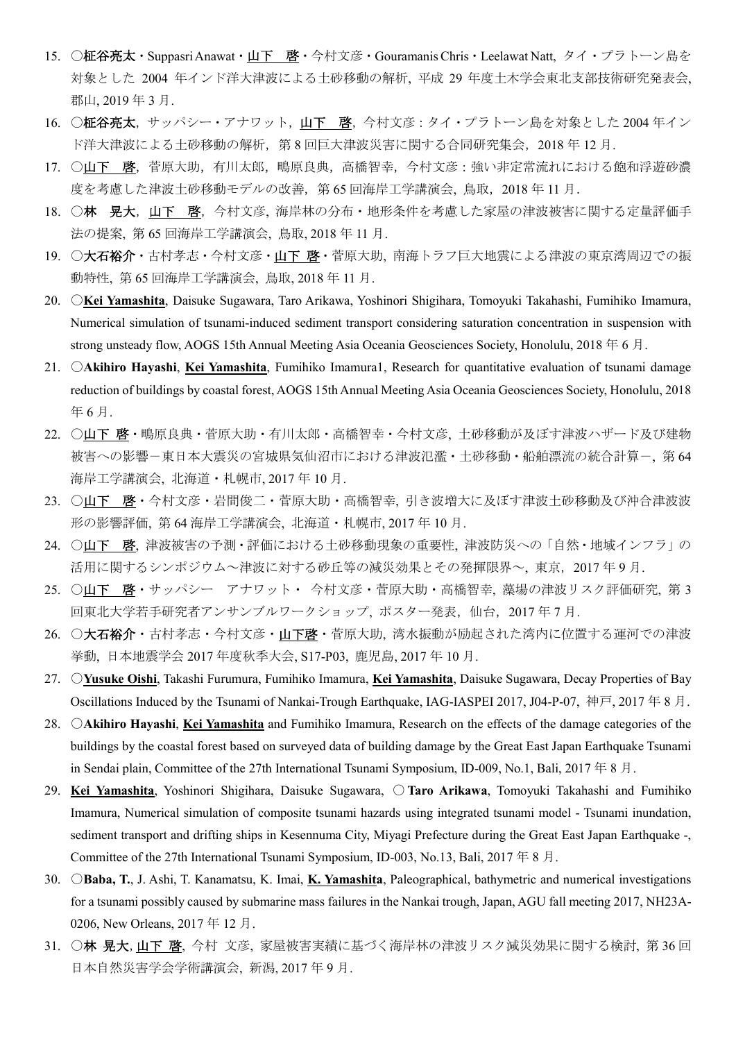15. ○**柾谷亮太**・Suppasri Anawat・山下　啓・今村文彦・Gouramanis Chris・Leelawat Natt, タイ・プラトーン島を対象とした 2004 年インド洋大津波による土砂移動の解析, 平成 29 年度土木学会東北支部技術研究発表会, 郡山, 2019 年 3 月.
16. ○**柾谷亮太**，サッパシー・アナワット，山下　啓，今村文彦：タイ・プラトーン島を対象とした 2004 年インド洋大津波による土砂移動の解析，第 8 回巨大津波災害に関する合同研究集会，2018 年 12 月.
17. ○山下　啓，菅原大助，有川太郎，鴫原良典，高橋智幸，今村文彦：強い非定常流れにおける飽和浮遊砂濃度を考慮した津波土砂移動モデルの改善，第 65 回海岸工学講演会, 鳥取，2018 年 11 月.
18. ○**林　晃大**，山下　啓，今村文彦, 海岸林の分布・地形条件を考慮した家屋の津波被害に関する定量評価手法の提案, 第 65 回海岸工学講演会, 鳥取, 2018 年 11 月.
19. ○**大石裕介**・古村孝志・今村文彦・山下 啓・菅原大助, 南海トラフ巨大地震による津波の東京湾周辺での振動特性, 第 65 回海岸工学講演会, 鳥取, 2018 年 11 月.
20. ○**Kei Yamashita**, Daisuke Sugawara, Taro Arikawa, Yoshinori Shigihara, Tomoyuki Takahashi, Fumihiko Imamura, Numerical simulation of tsunami-induced sediment transport considering saturation concentration in suspension with strong unsteady flow, AOGS 15th Annual Meeting Asia Oceania Geosciences Society, Honolulu, 2018 年 6 月.
21. ○**Akihiro Hayashi**, Kei Yamashita, Fumihiko Imamura1, Research for quantitative evaluation of tsunami damage reduction of buildings by coastal forest, AOGS 15th Annual Meeting Asia Oceania Geosciences Society, Honolulu, 2018 年 6 月.
22. ○山下 啓・鴫原良典・菅原大助・有川太郎・高橋智幸・今村文彦, 土砂移動が及ぼす津波ハザード及び建物被害への影響－東日本大震災の宮城県気仙沼市における津波氾濫・土砂移動・船舶漂流の統合計算－, 第 64 海岸工学講演会, 北海道・札幌市, 2017 年 10 月.
23. ○山下　啓・今村文彦・岩間俊二・菅原大助・高橋智幸, 引き波増大に及ぼす津波土砂移動及び沖合津波波形の影響評価, 第 64 海岸工学講演会, 北海道・札幌市, 2017 年 10 月.
24. ○山下　啓, 津波被害の予測・評価における土砂移動現象の重要性, 津波防災への「自然・地域インフラ」の活用に関するシンポジウム～津波に対する砂丘等の減災効果とその発揮限界～, 東京，2017 年 9 月.
25. ○山下　啓・サッパシー　アナワット・ 今村文彦・菅原大助・高橋智幸, 藻場の津波リスク評価研究, 第 3 回東北大学若手研究者アンサンブルワークショップ, ポスター発表，仙台，2017 年 7 月.
26. ○**大石裕介**・古村孝志・今村文彦・山下啓・菅原大助, 湾水振動が励起された湾内に位置する運河での津波挙動, 日本地震学会 2017 年度秋季大会, S17-P03, 鹿児島, 2017 年 10 月.
27. ○**Yusuke Oishi**, Takashi Furumura, Fumihiko Imamura, **Kei Yamashita**, Daisuke Sugawara, Decay Properties of Bay Oscillations Induced by the Tsunami of Nankai-Trough Earthquake, IAG-IASPEI 2017, J04-P-07, 神戸, 2017 年 8 月.
28. ○**Akihiro Hayashi**, **Kei Yamashita** and Fumihiko Imamura, Research on the effects of the damage categories of the buildings by the coastal forest based on surveyed data of building damage by the Great East Japan Earthquake Tsunami in Sendai plain, Committee of the 27th International Tsunami Symposium, ID-009, No.1, Bali, 2017 年 8 月.
29. **Kei Yamashita**, Yoshinori Shigihara, Daisuke Sugawara, ○**Taro Arikawa**, Tomoyuki Takahashi and Fumihiko Imamura, Numerical simulation of composite tsunami hazards using integrated tsunami model - Tsunami inundation, sediment transport and drifting ships in Kesennuma City, Miyagi Prefecture during the Great East Japan Earthquake -, Committee of the 27th International Tsunami Symposium, ID-003, No.13, Bali, 2017 年 8 月.
30. ○**Baba, T.**, J. Ashi, T. Kanamatsu, K. Imai, **K. Yamashita**, Paleographical, bathymetric and numerical investigations for a tsunami possibly caused by submarine mass failures in the Nankai trough, Japan, AGU fall meeting 2017, NH23A-0206, New Orleans, 2017 年 12 月.
31. ○**林 晃大**, 山下 啓, 今村 文彦, 家屋被害実績に基づく海岸林の津波リスク減災効果に関する検討, 第 36 回日本自然災害学会学術講演会, 新潟, 2017 年 9 月.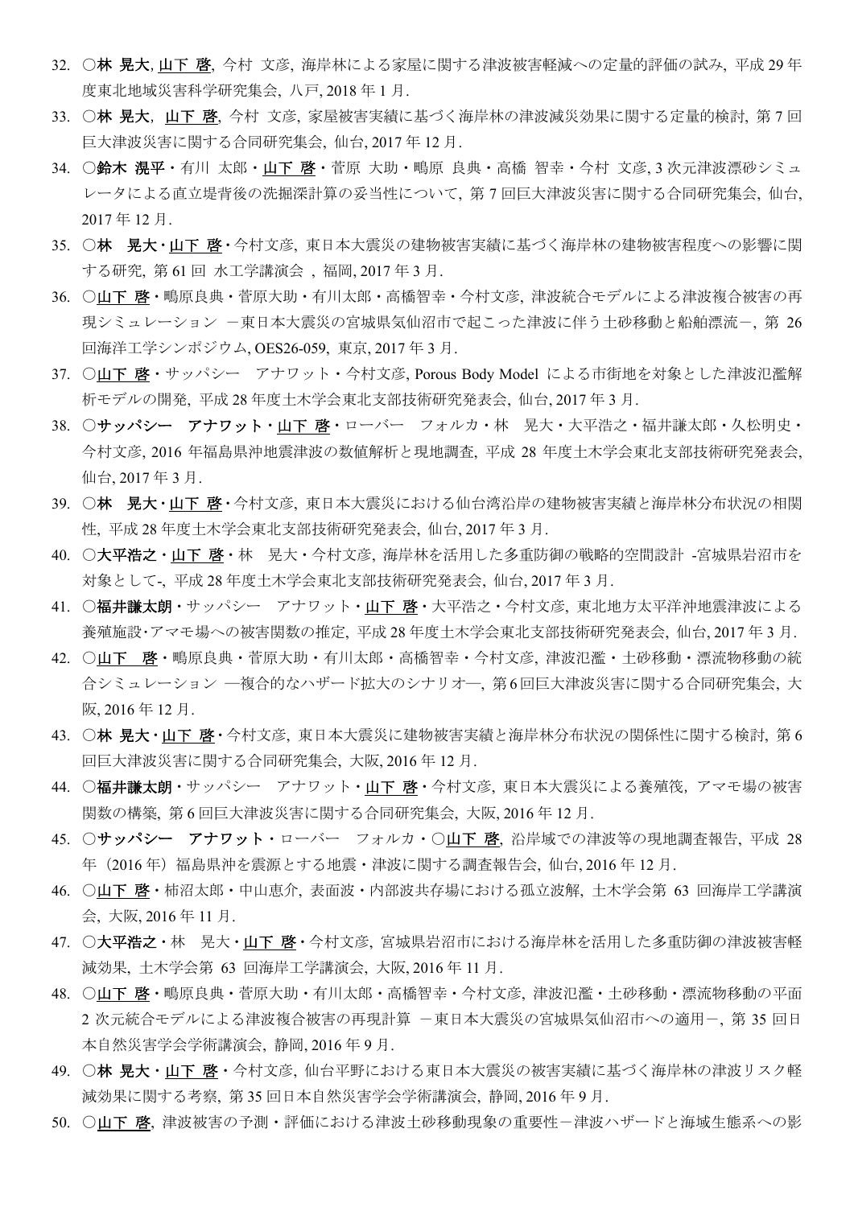32. ○**林 晃大**, 山下 啓, 今村 文彦, 海岸林による家屋に関する津波被害軽減への定量的評価の試み, 平成 29 年度東北地域災害科学研究集会, 八戸, 2018 年 1 月.
33. ○**林 晃大**, 山下 啓, 今村 文彦, 家屋被害実績に基づく海岸林の津波減災効果に関する定量的検討, 第 7 回巨大津波災害に関する合同研究集会, 仙台, 2017 年 12 月.
34. ○**鈴木 滉平**・有川 太郎・山下 啓・菅原 大助・鴫原 良典・高橋 智幸・今村 文彦, 3 次元津波漂砂シミュレータによる直立堤背後の洗掘深計算の妥当性について, 第 7 回巨大津波災害に関する合同研究集会, 仙台, 2017 年 12 月.
35. ○**林 晃大**・山下 啓・今村文彦, 東日本大震災の建物被害実績に基づく海岸林の建物被害程度への影響に関する研究, 第 61 回 水工学講演会 , 福岡, 2017 年 3 月.
36. ○山下 啓・鴫原良典・菅原大助・有川太郎・高橋智幸・今村文彦, 津波統合モデルによる津波複合被害の再現シミュレーション －東日本大震災の宮城県気仙沼市で起こった津波に伴う土砂移動と船舶漂流－, 第 26 回海洋工学シンポジウム, OES26-059, 東京, 2017 年 3 月.
37. ○山下 啓・サッパシー アナワット・今村文彦, Porous Body Model による市街地を対象とした津波氾濫解析モデルの開発, 平成 28 年度土木学会東北支部技術研究発表会, 仙台, 2017 年 3 月.
38. ○**サッパシー アナワット**・山下 啓・ローバー フォルカ・林 晃大・大平浩之・福井謙太郎・久松明史・今村文彦, 2016 年福島県沖地震津波の数値解析と現地調査, 平成 28 年度土木学会東北支部技術研究発表会, 仙台, 2017 年 3 月.
39. ○**林 晃大**・山下 啓・今村文彦, 東日本大震災における仙台湾沿岸の建物被害実績と海岸林分布状況の相関性, 平成 28 年度土木学会東北支部技術研究発表会, 仙台, 2017 年 3 月.
40. ○**大平浩之**・山下 啓・林 晃大・今村文彦, 海岸林を活用した多重防御の戦略的空間設計 -宮城県岩沼市を対象として-, 平成 28 年度土木学会東北支部技術研究発表会, 仙台, 2017 年 3 月.
41. ○**福井謙太朗**・サッパシー アナワット・山下 啓・大平浩之・今村文彦, 東北地方太平洋沖地震津波による養殖施設･アマモ場への被害関数の推定, 平成 28 年度土木学会東北支部技術研究発表会, 仙台, 2017 年 3 月.
42. ○山下 啓・鴫原良典・菅原大助・有川太郎・高橋智幸・今村文彦, 津波氾濫・土砂移動・漂流物移動の統合シミュレーション ―複合的なハザード拡大のシナリオ―, 第 6 回巨大津波災害に関する合同研究集会, 大阪, 2016 年 12 月.
43. ○**林 晃大**・山下 啓・今村文彦, 東日本大震災に建物被害実績と海岸林分布状況の関係性に関する検討, 第 6 回巨大津波災害に関する合同研究集会, 大阪, 2016 年 12 月.
44. ○**福井謙太朗**・サッパシー アナワット・山下 啓・今村文彦, 東日本大震災による養殖筏, アマモ場の被害関数の構築, 第 6 回巨大津波災害に関する合同研究集会, 大阪, 2016 年 12 月.
45. ○**サッパシー アナワット**・ローバー フォルカ・○山下 啓, 沿岸域での津波等の現地調査報告, 平成 28 年（2016 年）福島県沖を震源とする地震・津波に関する調査報告会, 仙台, 2016 年 12 月.
46. ○山下 啓・柿沼太郎・中山恵介, 表面波・内部波共存場における孤立波解, 土木学会第 63 回海岸工学講演会, 大阪, 2016 年 11 月.
47. ○**大平浩之**・林 晃大・山下 啓・今村文彦, 宮城県岩沼市における海岸林を活用した多重防御の津波被害軽減効果, 土木学会第 63 回海岸工学講演会, 大阪, 2016 年 11 月.
48. ○山下 啓・鴫原良典・菅原大助・有川太郎・高橋智幸・今村文彦, 津波氾濫・土砂移動・漂流物移動の平面 2 次元統合モデルによる津波複合被害の再現計算 －東日本大震災の宮城県気仙沼市への適用－, 第 35 回日本自然災害学会学術講演会, 静岡, 2016 年 9 月.
49. ○**林 晃大**・山下 啓・今村文彦, 仙台平野における東日本大震災の被害実績に基づく海岸林の津波リスク軽減効果に関する考察, 第 35 回日本自然災害学会学術講演会, 静岡, 2016 年 9 月.
50. ○山下 啓, 津波被害の予測・評価における津波土砂移動現象の重要性－津波ハザードと海域生態系への影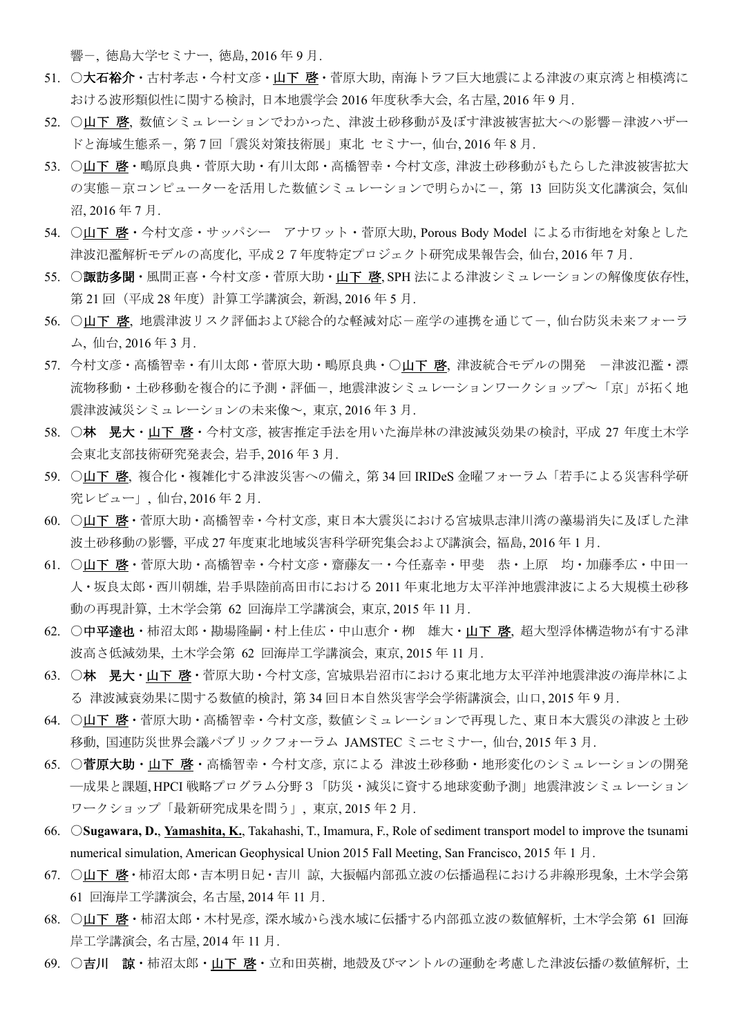響－, 徳島大学セミナー, 徳島, 2016 年 9 月.

51. ○**大石裕介**・古村孝志・今村文彦・<u>山下 啓</u>・菅原大助, 南海トラフ巨大地震による津波の東京湾と相模湾における波形類似性に関する検討, 日本地震学会 2016 年度秋季大会, 名古屋, 2016 年 9 月.
52. ○<u>山下 啓</u>, 数値シミュレーションでわかった、津波土砂移動が及ぼす津波被害拡大への影響－津波ハザードと海域生態系－, 第 7 回「震災対策技術展」東北 セミナー, 仙台, 2016 年 8 月.
53. ○<u>山下 啓</u>・鴫原良典・菅原大助・有川太郎・高橋智幸・今村文彦, 津波土砂移動がもたらした津波被害拡大の実態－京コンピューターを活用した数値シミュレーションで明らかに－, 第 13 回防災文化講演会, 気仙沼, 2016 年 7 月.
54. ○<u>山下 啓</u>・今村文彦・サッパシー アナワット・菅原大助, Porous Body Model による市街地を対象とした津波氾濫解析モデルの高度化, 平成２７年度特定プロジェクト研究成果報告会, 仙台, 2016 年 7 月.
55. ○**諏訪多聞**・風間正喜・今村文彦・菅原大助・<u>山下 啓</u>, SPH 法による津波シミュレーションの解像度依存性, 第 21 回（平成 28 年度）計算工学講演会, 新潟, 2016 年 5 月.
56. ○<u>山下 啓</u>, 地震津波リスク評価および総合的な軽減対応－産学の連携を通じて－, 仙台防災未来フォーラム, 仙台, 2016 年 3 月.
57. 今村文彦・高橋智幸・有川太郎・菅原大助・鴫原良典・○<u>山下 啓</u>, 津波統合モデルの開発 －津波氾濫・漂流物移動・土砂移動を複合的に予測・評価－, 地震津波シミュレーションワークショップ～「京」が拓く地震津波減災シミュレーションの未来像～, 東京, 2016 年 3 月.
58. ○**林 晃大**・<u>山下 啓</u>・今村文彦, 被害推定手法を用いた海岸林の津波減災効果の検討, 平成 27 年度土木学会東北支部技術研究発表会, 岩手, 2016 年 3 月.
59. ○<u>山下 啓</u>, 複合化・複雑化する津波災害への備え, 第 34 回 IRIDeS 金曜フォーラム「若手による災害科学研究レビュー」, 仙台, 2016 年 2 月.
60. ○<u>山下 啓</u>・菅原大助・高橋智幸・今村文彦, 東日本大震災における宮城県志津川湾の藻場消失に及ぼした津波土砂移動の影響, 平成 27 年度東北地域災害科学研究集会および講演会, 福島, 2016 年 1 月.
61. ○<u>山下 啓</u>・菅原大助・高橋智幸・今村文彦・齋藤友一・今任嘉幸・甲斐 恭・上原 均・加藤季広・中田一人・坂良太郎・西川朝雄, 岩手県陸前高田市における 2011 年東北地方太平洋沖地震津波による大規模土砂移動の再現計算, 土木学会第 62 回海岸工学講演会, 東京, 2015 年 11 月.
62. ○**中平達也**・柿沼太郎・勘場隆嗣・村上佳広・中山恵介・柳 雄大・<u>山下 啓</u>, 超大型浮体構造物が有する津波高さ低減効果, 土木学会第 62 回海岸工学講演会, 東京, 2015 年 11 月.
63. ○**林 晃大**・<u>山下 啓</u>・菅原大助・今村文彦, 宮城県岩沼市における東北地方太平洋沖地震津波の海岸林による 津波減衰効果に関する数値的検討, 第 34 回日本自然災害学会学術講演会, 山口, 2015 年 9 月.
64. ○<u>山下 啓</u>・菅原大助・高橋智幸・今村文彦, 数値シミュレーションで再現した、東日本大震災の津波と土砂移動, 国連防災世界会議パブリックフォーラム JAMSTEC ミニセミナー, 仙台, 2015 年 3 月.
65. ○**菅原大助**・<u>山下 啓</u>・高橋智幸・今村文彦, 京による 津波土砂移動・地形変化のシミュレーションの開発―成果と課題, HPCI 戦略プログラム分野３「防災・減災に資する地球変動予測」地震津波シミュレーションワークショップ「最新研究成果を問う」, 東京, 2015 年 2 月.
66. ○**Sugawara, D.**, <u>**Yamashita, K.**</u>, Takahashi, T., Imamura, F., Role of sediment transport model to improve the tsunami numerical simulation, American Geophysical Union 2015 Fall Meeting, San Francisco, 2015 年 1 月.
67. ○<u>山下 啓</u>・柿沼太郎・吉本明日妃・吉川 諒, 大振幅内部孤立波の伝播過程における非線形現象, 土木学会第 61 回海岸工学講演会, 名古屋, 2014 年 11 月.
68. ○<u>山下 啓</u>・柿沼太郎・木村晃彦, 深水域から浅水域に伝播する内部孤立波の数値解析, 土木学会第 61 回海岸工学講演会, 名古屋, 2014 年 11 月.
69. ○**吉川 諒**・柿沼太郎・<u>山下 啓</u>・立和田英樹, 地殻及びマントルの運動を考慮した津波伝播の数値解析, 土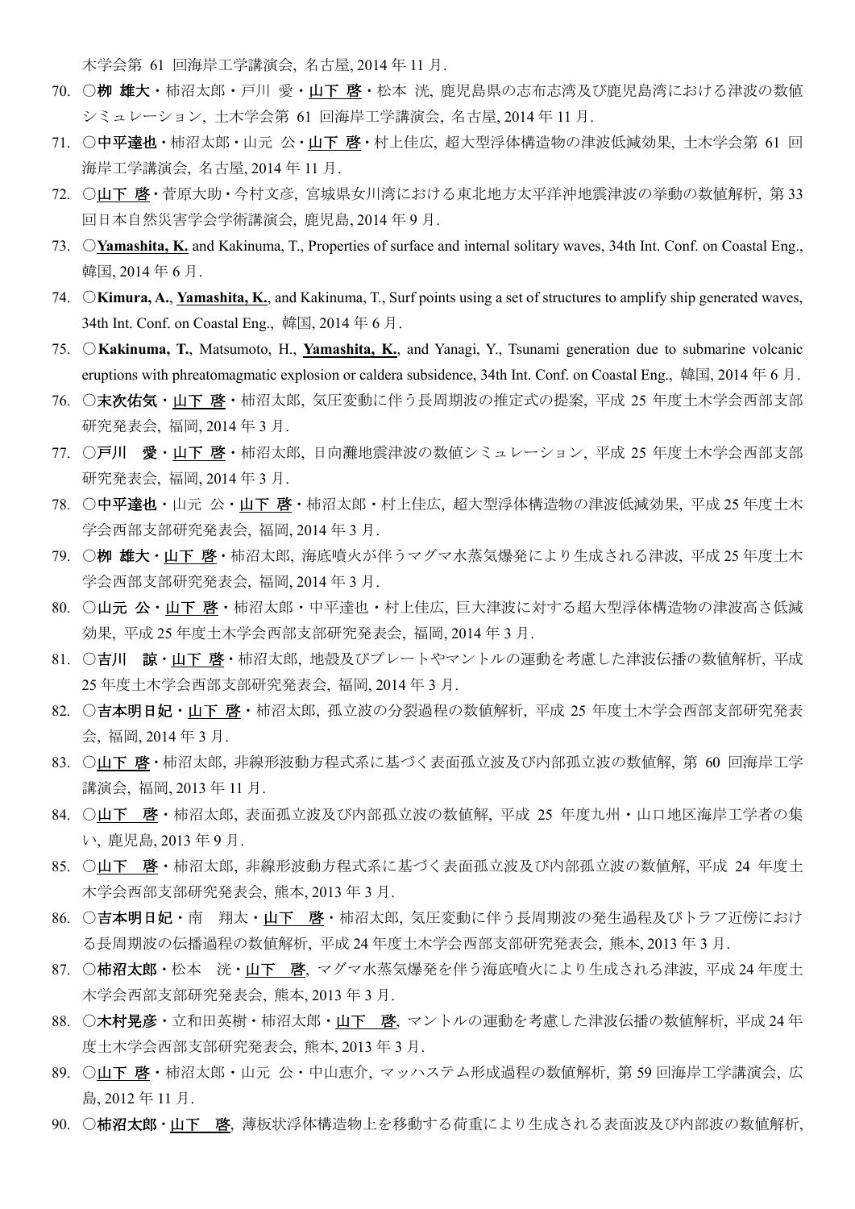木学会第 61 回海岸工学講演会, 名古屋, 2014 年 11 月.

70. ○**柳 雄大**・柿沼太郎・戸川 愛・<u>山下 啓</u>・松本 洸, 鹿児島県の志布志湾及び鹿児島湾における津波の数値シミュレーション, 土木学会第 61 回海岸工学講演会, 名古屋, 2014 年 11 月.
71. ○**中平達也**・柿沼太郎・山元 公・<u>山下 啓</u>・村上佳広, 超大型浮体構造物の津波低減効果, 土木学会第 61 回海岸工学講演会, 名古屋, 2014 年 11 月.
72. ○<u>山下 啓</u>・菅原大助・今村文彦, 宮城県女川湾における東北地方太平洋沖地震津波の挙動の数値解析, 第 33 回日本自然災害学会学術講演会, 鹿児島, 2014 年 9 月.
73. ○**<u>Yamashita, K.</u>** and Kakinuma, T., Properties of surface and internal solitary waves, 34th Int. Conf. on Coastal Eng., 韓国, 2014 年 6 月.
74. ○**Kimura, A.**, **<u>Yamashita, K.</u>**, and Kakinuma, T., Surf points using a set of structures to amplify ship generated waves, 34th Int. Conf. on Coastal Eng., 韓国, 2014 年 6 月.
75. ○**Kakinuma, T.**, Matsumoto, H., **<u>Yamashita, K.</u>**, and Yanagi, Y., Tsunami generation due to submarine volcanic eruptions with phreatomagmatic explosion or caldera subsidence, 34th Int. Conf. on Coastal Eng., 韓国, 2014 年 6 月.
76. ○**末次佑気**・<u>山下 啓</u>・柿沼太郎, 気圧変動に伴う長周期波の推定式の提案, 平成 25 年度土木学会西部支部研究発表会, 福岡, 2014 年 3 月.
77. ○**戸川 愛**・<u>山下 啓</u>・柿沼太郎, 日向灘地震津波の数値シミュレーション, 平成 25 年度土木学会西部支部研究発表会, 福岡, 2014 年 3 月.
78. ○**中平達也**・山元 公・<u>山下 啓</u>・柿沼太郎・村上佳広, 超大型浮体構造物の津波低減効果, 平成 25 年度土木学会西部支部研究発表会, 福岡, 2014 年 3 月.
79. ○**柳 雄大**・<u>山下 啓</u>・柿沼太郎, 海底噴火が伴うマグマ水蒸気爆発により生成される津波, 平成 25 年度土木学会西部支部研究発表会, 福岡, 2014 年 3 月.
80. ○**山元 公**・<u>山下 啓</u>・柿沼太郎・中平達也・村上佳広, 巨大津波に対する超大型浮体構造物の津波高さ低減効果, 平成 25 年度土木学会西部支部研究発表会, 福岡, 2014 年 3 月.
81. ○**吉川 諒**・<u>山下 啓</u>・柿沼太郎, 地殻及びプレートやマントルの運動を考慮した津波伝播の数値解析, 平成 25 年度土木学会西部支部研究発表会, 福岡, 2014 年 3 月.
82. ○**吉本明日妃**・<u>山下 啓</u>・柿沼太郎, 孤立波の分裂過程の数値解析, 平成 25 年度土木学会西部支部研究発表会, 福岡, 2014 年 3 月.
83. ○<u>山下 啓</u>・柿沼太郎, 非線形波動方程式系に基づく表面孤立波及び内部孤立波の数値解, 第 60 回海岸工学講演会, 福岡, 2013 年 11 月.
84. ○<u>山下 啓</u>・柿沼太郎, 表面孤立波及び内部孤立波の数値解, 平成 25 年度九州・山口地区海岸工学者の集い, 鹿児島, 2013 年 9 月.
85. ○<u>山下 啓</u>・柿沼太郎, 非線形波動方程式系に基づく表面孤立波及び内部孤立波の数値解, 平成 24 年度土木学会西部支部研究発表会, 熊本, 2013 年 3 月.
86. ○**吉本明日妃**・南 翔太・<u>山下 啓</u>・柿沼太郎, 気圧変動に伴う長周期波の発生過程及びトラフ近傍における長周期波の伝播過程の数値解析, 平成 24 年度土木学会西部支部研究発表会, 熊本, 2013 年 3 月.
87. ○**柿沼太郎**・松本 洸・<u>山下 啓</u>, マグマ水蒸気爆発を伴う海底噴火により生成される津波, 平成 24 年度土木学会西部支部研究発表会, 熊本, 2013 年 3 月.
88. ○**木村晃彦**・立和田英樹・柿沼太郎・<u>山下 啓</u>, マントルの運動を考慮した津波伝播の数値解析, 平成 24 年度土木学会西部支部研究発表会, 熊本, 2013 年 3 月.
89. ○<u>山下 啓</u>・柿沼太郎・山元 公・中山恵介, マッハステム形成過程の数値解析, 第 59 回海岸工学講演会, 広島, 2012 年 11 月.
90. ○**柿沼太郎**・<u>山下 啓</u>, 薄板状浮体構造物上を移動する荷重により生成される表面波及び内部波の数値解析,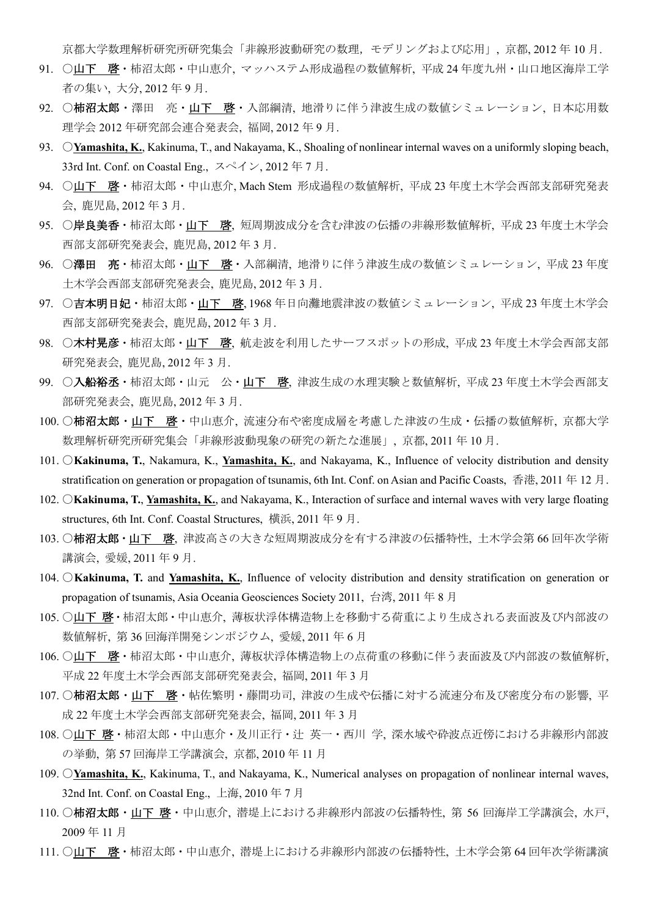京都大学数理解析研究所研究集会「非線形波動研究の数理，モデリングおよび応用」, 京都, 2012 年 10 月.

91. ○山下　啓・柿沼太郎・中山恵介, マッハステム形成過程の数値解析, 平成 24 年度九州・山口地区海岸工学者の集い, 大分, 2012 年 9 月.
92. ○**柿沼太郎**・澤田　亮・山下　啓・入部綱清, 地滑りに伴う津波生成の数値シミュレーション, 日本応用数理学会 2012 年研究部会連合発表会, 福岡, 2012 年 9 月.
93. ○**Yamashita, K.**, Kakinuma, T., and Nakayama, K., Shoaling of nonlinear internal waves on a uniformly sloping beach, 33rd Int. Conf. on Coastal Eng., スペイン, 2012 年 7 月.
94. ○山下　啓・柿沼太郎・中山恵介, Mach Stem 形成過程の数値解析, 平成 23 年度土木学会西部支部研究発表会, 鹿児島, 2012 年 3 月.
95. ○**岸良美香**・柿沼太郎・山下　啓, 短周期波成分を含む津波の伝播の非線形数値解析, 平成 23 年度土木学会西部支部研究発表会, 鹿児島, 2012 年 3 月.
96. ○**澤田　亮**・柿沼太郎・山下　啓・入部綱清, 地滑りに伴う津波生成の数値シミュレーション, 平成 23 年度土木学会西部支部研究発表会, 鹿児島, 2012 年 3 月.
97. ○**吉本明日妃**・柿沼太郎・山下　啓, 1968 年日向灘地震津波の数値シミュレーション, 平成 23 年度土木学会西部支部研究発表会, 鹿児島, 2012 年 3 月.
98. ○**木村晃彦**・柿沼太郎・山下　啓, 航走波を利用したサーフスポットの形成, 平成 23 年度土木学会西部支部研究発表会, 鹿児島, 2012 年 3 月.
99. ○**入船裕丞**・柿沼太郎・山元　公・山下　啓, 津波生成の水理実験と数値解析, 平成 23 年度土木学会西部支部研究発表会, 鹿児島, 2012 年 3 月.
100. ○**柿沼太郎**・山下　啓・中山恵介, 流速分布や密度成層を考慮した津波の生成・伝播の数値解析, 京都大学数理解析研究所研究集会「非線形波動現象の研究の新たな進展」, 京都, 2011 年 10 月.
101. ○**Kakinuma, T.**, Nakamura, K., **Yamashita, K.**, and Nakayama, K., Influence of velocity distribution and density stratification on generation or propagation of tsunamis, 6th Int. Conf. on Asian and Pacific Coasts, 香港, 2011 年 12 月.
102. ○**Kakinuma, T.**, **Yamashita, K.**, and Nakayama, K., Interaction of surface and internal waves with very large floating structures, 6th Int. Conf. Coastal Structures, 横浜, 2011 年 9 月.
103. ○**柿沼太郎**・山下　啓, 津波高さの大きな短周期波成分を有する津波の伝播特性, 土木学会第 66 回年次学術講演会, 愛媛, 2011 年 9 月.
104. ○**Kakinuma, T.** and **Yamashita, K.**, Influence of velocity distribution and density stratification on generation or propagation of tsunamis, Asia Oceania Geosciences Society 2011, 台湾, 2011 年 8 月
105. ○山下 啓・柿沼太郎・中山恵介, 薄板状浮体構造物上を移動する荷重により生成される表面波及び内部波の数値解析, 第 36 回海洋開発シンポジウム, 愛媛, 2011 年 6 月
106. ○山下　啓・柿沼太郎・中山恵介, 薄板状浮体構造物上の点荷重の移動に伴う表面波及び内部波の数値解析, 平成 22 年度土木学会西部支部研究発表会, 福岡, 2011 年 3 月
107. ○**柿沼太郎**・山下　啓・帖佐繁明・藤間功司, 津波の生成や伝播に対する流速分布及び密度分布の影響, 平成 22 年度土木学会西部支部研究発表会, 福岡, 2011 年 3 月
108. ○山下 啓・柿沼太郎・中山恵介・及川正行・辻 英一・西川 学, 深水域や砕波点近傍における非線形内部波の挙動, 第 57 回海岸工学講演会, 京都, 2010 年 11 月
109. ○**Yamashita, K.**, Kakinuma, T., and Nakayama, K., Numerical analyses on propagation of nonlinear internal waves, 32nd Int. Conf. on Coastal Eng., 上海, 2010 年 7 月
110. ○**柿沼太郎**・山下 啓・中山恵介, 潜堤上における非線形内部波の伝播特性, 第 56 回海岸工学講演会, 水戸, 2009 年 11 月
111. ○山下　啓・柿沼太郎・中山恵介, 潜堤上における非線形内部波の伝播特性, 土木学会第 64 回年次学術講演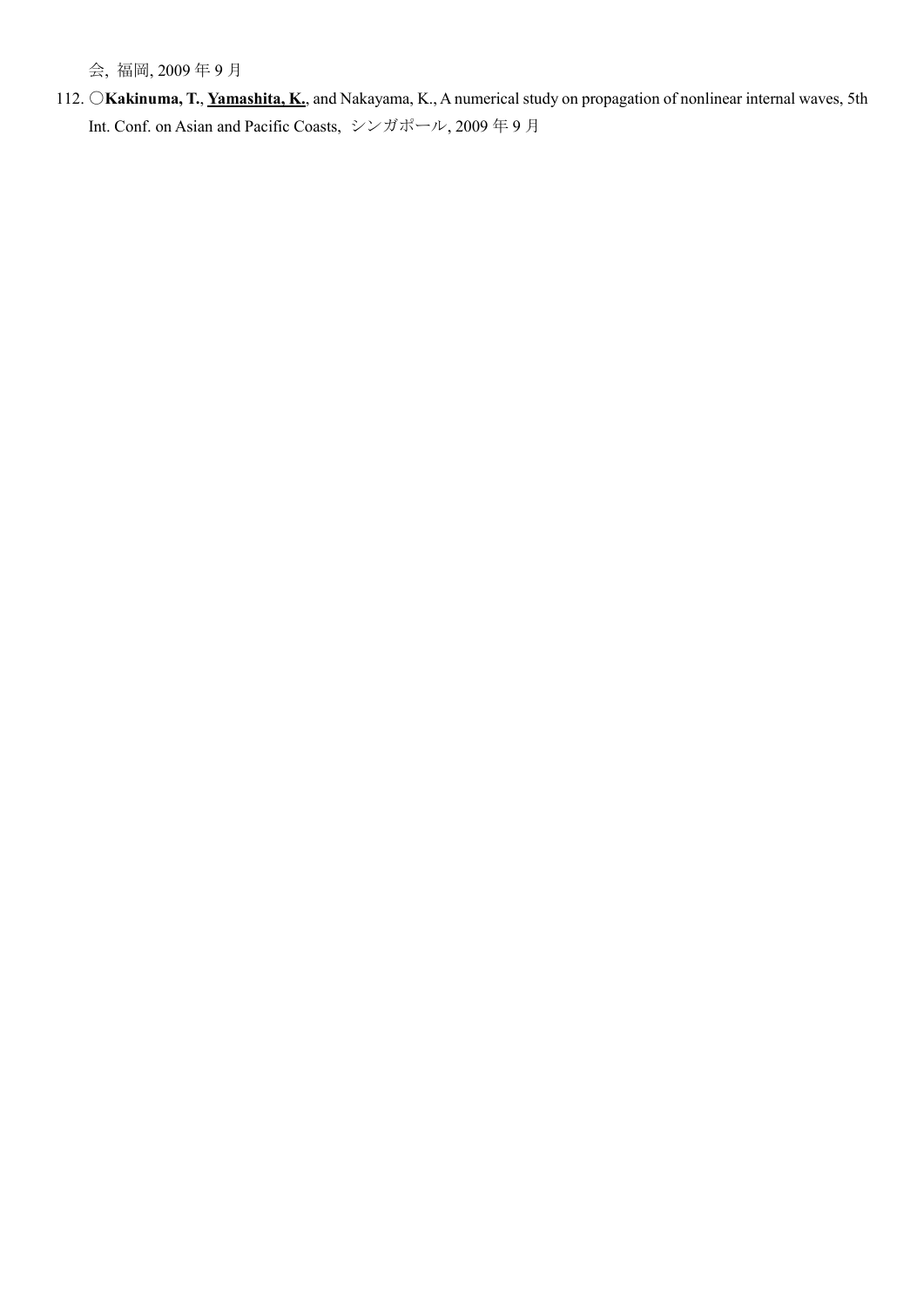会, 福岡, 2009 年 9 月

112. ○**Kakinuma, T.**, **Yamashita, K.**, and Nakayama, K., A numerical study on propagation of nonlinear internal waves, 5th Int. Conf. on Asian and Pacific Coasts, シンガポール, 2009 年 9 月